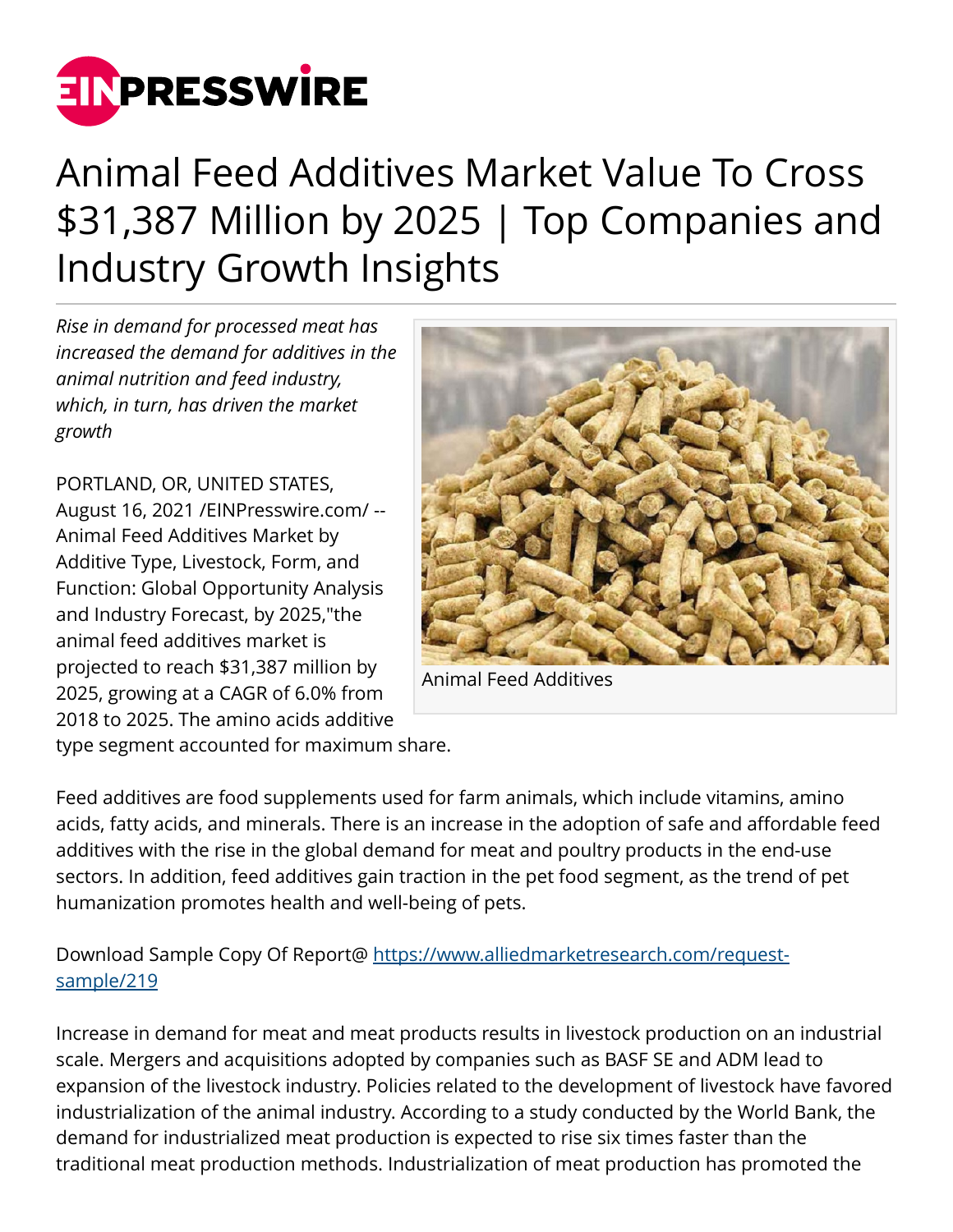# Animal Feed Additives Market Value To Cross $31,387 Million by 2025 | Top Companies and Industry Growth Insights

*Rise in demand for processed meat has increased the demand for additives in the animal nutrition and feed industry, which, in turn, has driven the market growth*

PORTLAND, OR, UNITED STATES, August 16, 2021 /EINPresswire.com/ -- Animal Feed Additives Market by Additive Type, Livestock, Form, and Function: Global Opportunity Analysis and Industry Forecast, by 2025,"the animal feed additives market is projected to reach $31,387 million by 2025, growing at a CAGR of 6.0% from 2018 to 2025. The amino acids additive type segment accounted for maximum share.

Animal Feed Additives

Feed additives are food supplements used for farm animals, which include vitamins, amino acids, fatty acids, and minerals. There is an increase in the adoption of safe and affordable feed additives with the rise in the global demand for meat and poultry products in the end-use sectors. In addition, feed additives gain traction in the pet food segment, as the trend of pet humanization promotes health and well-being of pets.

Download Sample Copy Of Report@ [https://www.alliedmarketresearch.com/request-sample/219](https://www.alliedmarketresearch.com/request-sample/219)

Increase in demand for meat and meat products results in livestock production on an industrial scale. Mergers and acquisitions adopted by companies such as BASF SE and ADM lead to expansion of the livestock industry. Policies related to the development of livestock have favored industrialization of the animal industry. According to a study conducted by the World Bank, the demand for industrialized meat production is expected to rise six times faster than the traditional meat production methods. Industrialization of meat production has promoted the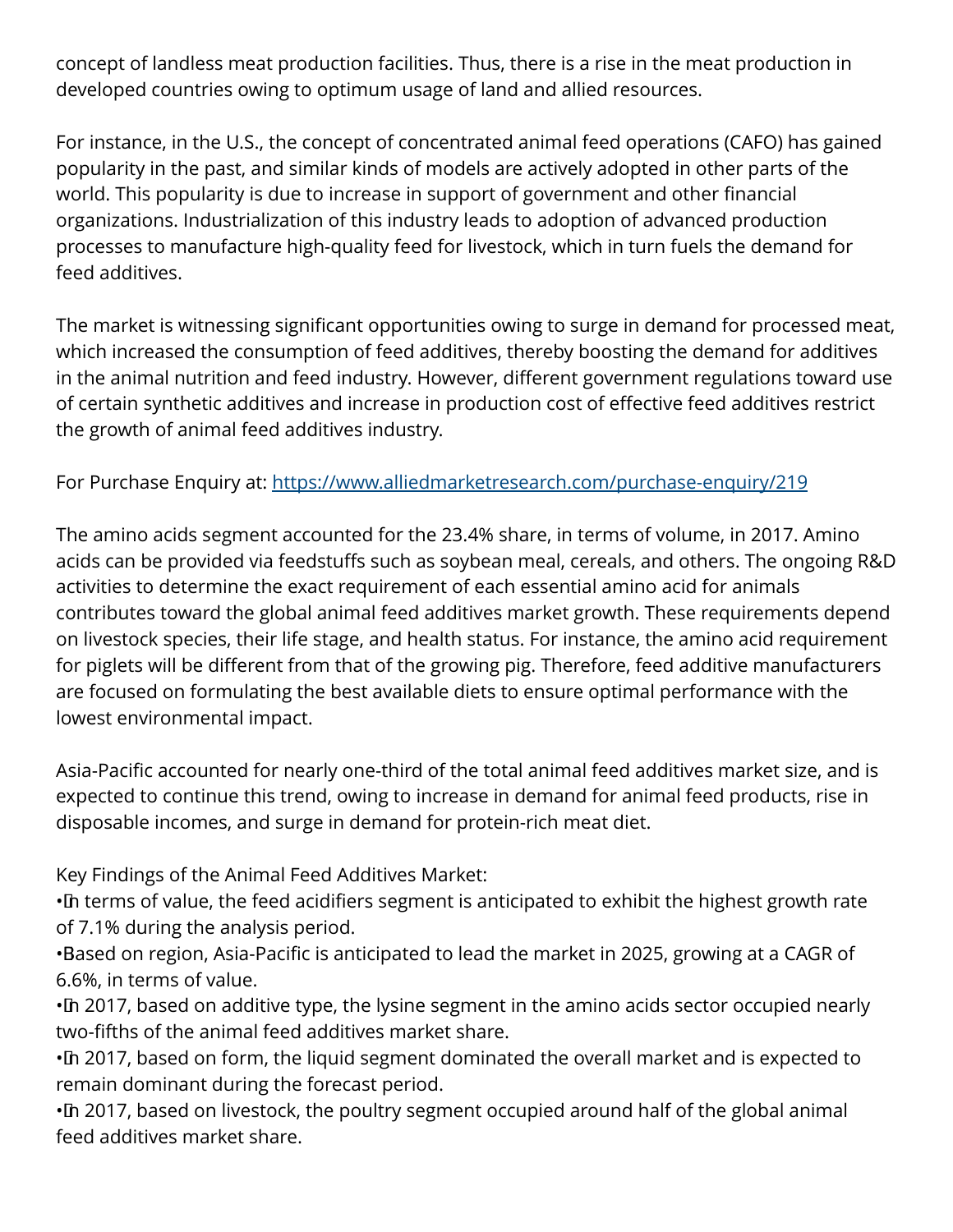concept of landless meat production facilities. Thus, there is a rise in the meat production in developed countries owing to optimum usage of land and allied resources.

For instance, in the U.S., the concept of concentrated animal feed operations (CAFO) has gained popularity in the past, and similar kinds of models are actively adopted in other parts of the world. This popularity is due to increase in support of government and other financial organizations. Industrialization of this industry leads to adoption of advanced production processes to manufacture high-quality feed for livestock, which in turn fuels the demand for feed additives.

The market is witnessing significant opportunities owing to surge in demand for processed meat, which increased the consumption of feed additives, thereby boosting the demand for additives in the animal nutrition and feed industry. However, different government regulations toward use of certain synthetic additives and increase in production cost of effective feed additives restrict the growth of animal feed additives industry.

For Purchase Enquiry at: [https://www.alliedmarketresearch.com/purchase-enquiry/219](https://www.alliedmarketresearch.com/purchase-enquiry/219)

The amino acids segment accounted for the 23.4% share, in terms of volume, in 2017. Amino acids can be provided via feedstuffs such as soybean meal, cereals, and others. The ongoing R&D activities to determine the exact requirement of each essential amino acid for animals contributes toward the global animal feed additives market growth. These requirements depend on livestock species, their life stage, and health status. For instance, the amino acid requirement for piglets will be different from that of the growing pig. Therefore, feed additive manufacturers are focused on formulating the best available diets to ensure optimal performance with the lowest environmental impact.

Asia-Pacific accounted for nearly one-third of the total animal feed additives market size, and is expected to continue this trend, owing to increase in demand for animal feed products, rise in disposable incomes, and surge in demand for protein-rich meat diet.

Key Findings of the Animal Feed Additives Market:

- In terms of value, the feed acidifiers segment is anticipated to exhibit the highest growth rate of 7.1% during the analysis period.
- Based on region, Asia-Pacific is anticipated to lead the market in 2025, growing at a CAGR of 6.6%, in terms of value.
- In 2017, based on additive type, the lysine segment in the amino acids sector occupied nearly two-fifths of the animal feed additives market share.
- In 2017, based on form, the liquid segment dominated the overall market and is expected to remain dominant during the forecast period.
- In 2017, based on livestock, the poultry segment occupied around half of the global animal feed additives market share.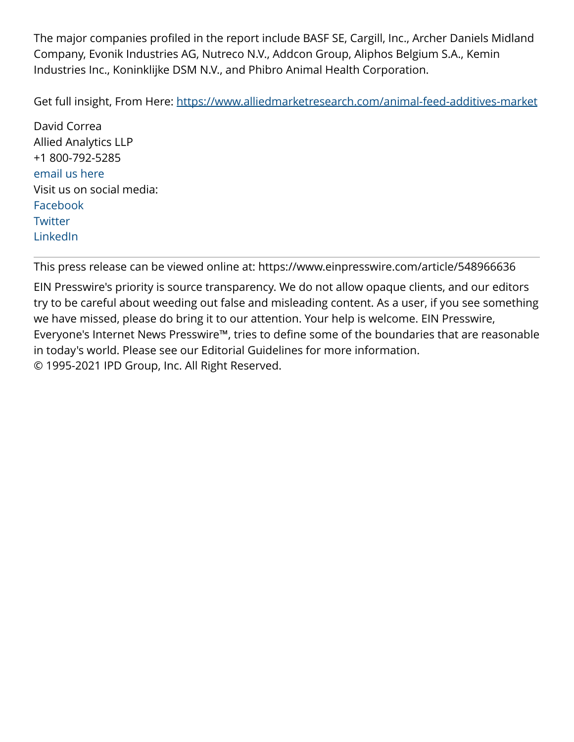The major companies profiled in the report include BASF SE, Cargill, Inc., Archer Daniels Midland Company, Evonik Industries AG, Nutreco N.V., Addcon Group, Aliphos Belgium S.A., Kemin Industries Inc., Koninklijke DSM N.V., and Phibro Animal Health Corporation.

Get full insight, From Here: https://www.alliedmarketresearch.com/animal-feed-additives-market

David Correa
Allied Analytics LLP
+1 800-792-5285
email us here
Visit us on social media:
Facebook
Twitter
LinkedIn

---

This press release can be viewed online at: https://www.einpresswire.com/article/548966636

EIN Presswire's priority is source transparency. We do not allow opaque clients, and our editors try to be careful about weeding out false and misleading content. As a user, if you see something we have missed, please do bring it to our attention. Your help is welcome. EIN Presswire, Everyone's Internet News Presswire™, tries to define some of the boundaries that are reasonable in today's world. Please see our Editorial Guidelines for more information.
© 1995-2021 IPD Group, Inc. All Right Reserved.